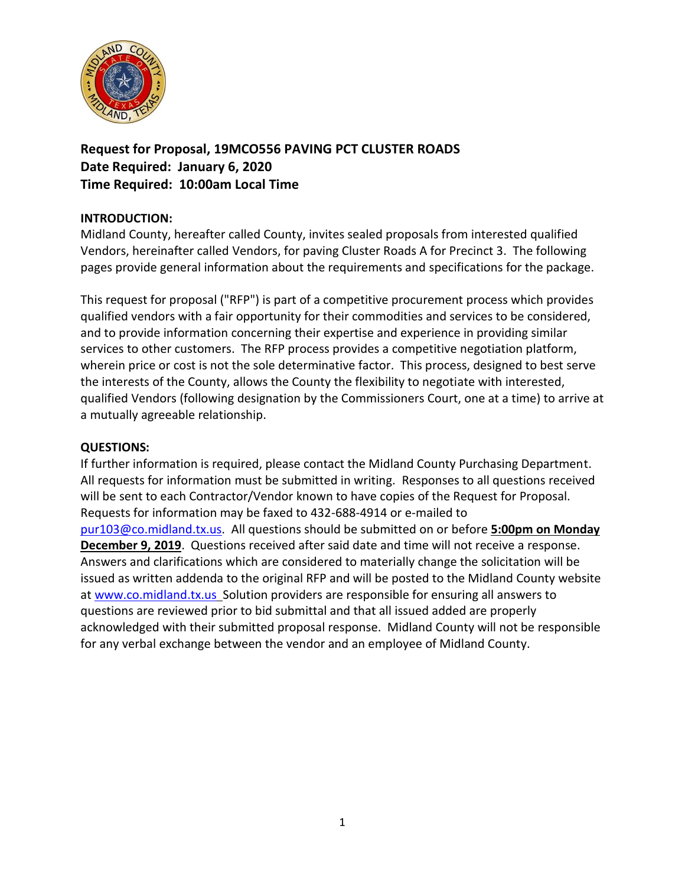**Request for Proposal, 19MCO556 PAVING PCT CLUSTER ROADS**
**Date Required: January 6, 2020**
**Time Required: 10:00am Local Time**

**INTRODUCTION:**
Midland County, hereafter called County, invites sealed proposals from interested qualified Vendors, hereinafter called Vendors, for paving Cluster Roads A for Precinct 3. The following pages provide general information about the requirements and specifications for the package.

This request for proposal ("RFP") is part of a competitive procurement process which provides qualified vendors with a fair opportunity for their commodities and services to be considered, and to provide information concerning their expertise and experience in providing similar services to other customers. The RFP process provides a competitive negotiation platform, wherein price or cost is not the sole determinative factor. This process, designed to best serve the interests of the County, allows the County the flexibility to negotiate with interested, qualified Vendors (following designation by the Commissioners Court, one at a time) to arrive at a mutually agreeable relationship.

**QUESTIONS:**
If further information is required, please contact the Midland County Purchasing Department. All requests for information must be submitted in writing. Responses to all questions received will be sent to each Contractor/Vendor known to have copies of the Request for Proposal. Requests for information may be faxed to 432-688-4914 or e-mailed to pur103@co.midland.tx.us. All questions should be submitted on or before **5:00pm on Monday December 9, 2019**. Questions received after said date and time will not receive a response. Answers and clarifications which are considered to materially change the solicitation will be issued as written addenda to the original RFP and will be posted to the Midland County website at www.co.midland.tx.us Solution providers are responsible for ensuring all answers to questions are reviewed prior to bid submittal and that all issued added are properly acknowledged with their submitted proposal response. Midland County will not be responsible for any verbal exchange between the vendor and an employee of Midland County.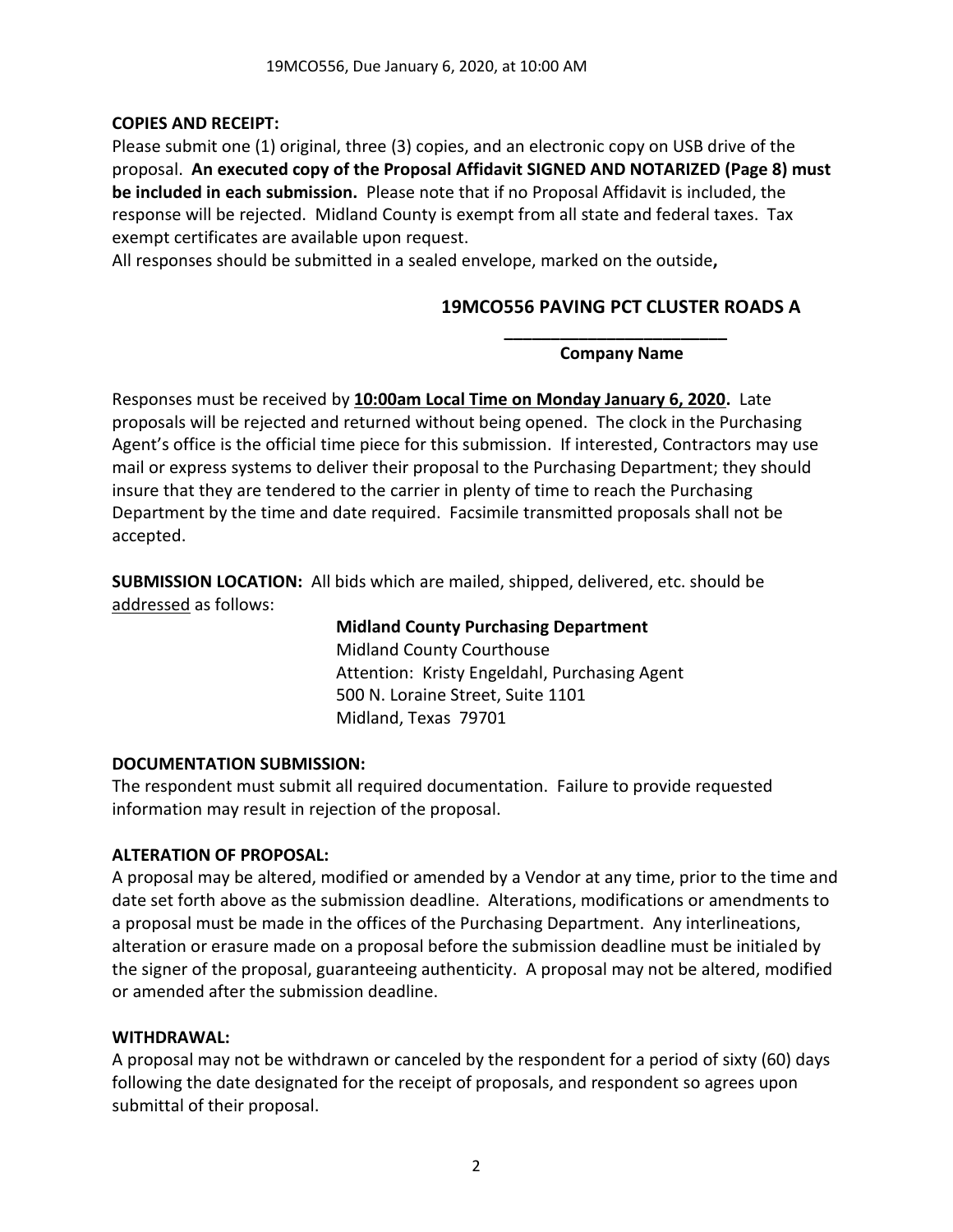**COPIES AND RECEIPT:**

Please submit one (1) original, three (3) copies, and an electronic copy on USB drive of the proposal. **An executed copy of the Proposal Affidavit SIGNED AND NOTARIZED (Page 8) must be included in each submission.** Please note that if no Proposal Affidavit is included, the response will be rejected. Midland County is exempt from all state and federal taxes. Tax exempt certificates are available upon request.

All responses should be submitted in a sealed envelope, marked on the outside**,**

**19MCO556 PAVING PCT CLUSTER ROADS A**

**________________________**

**Company Name**

Responses must be received by **10:00am Local Time on Monday January 6, 2020.** Late proposals will be rejected and returned without being opened. The clock in the Purchasing Agent's office is the official time piece for this submission. If interested, Contractors may use mail or express systems to deliver their proposal to the Purchasing Department; they should insure that they are tendered to the carrier in plenty of time to reach the Purchasing Department by the time and date required. Facsimile transmitted proposals shall not be accepted.

**SUBMISSION LOCATION:** All bids which are mailed, shipped, delivered, etc. should be addressed as follows:

**Midland County Purchasing Department**
Midland County Courthouse
Attention: Kristy Engeldahl, Purchasing Agent
500 N. Loraine Street, Suite 1101
Midland, Texas 79701

**DOCUMENTATION SUBMISSION:**

The respondent must submit all required documentation. Failure to provide requested information may result in rejection of the proposal.

**ALTERATION OF PROPOSAL:**

A proposal may be altered, modified or amended by a Vendor at any time, prior to the time and date set forth above as the submission deadline. Alterations, modifications or amendments to a proposal must be made in the offices of the Purchasing Department. Any interlineations, alteration or erasure made on a proposal before the submission deadline must be initialed by the signer of the proposal, guaranteeing authenticity. A proposal may not be altered, modified or amended after the submission deadline.

**WITHDRAWAL:**

A proposal may not be withdrawn or canceled by the respondent for a period of sixty (60) days following the date designated for the receipt of proposals, and respondent so agrees upon submittal of their proposal.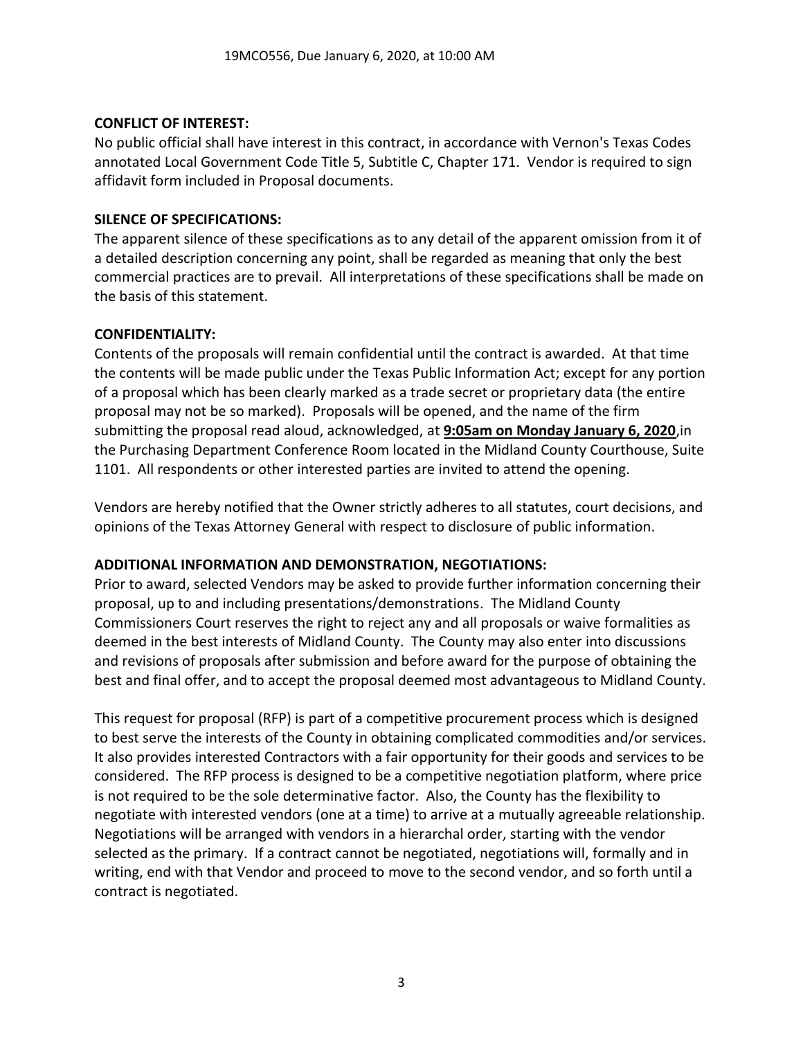**CONFLICT OF INTEREST:**

No public official shall have interest in this contract, in accordance with Vernon's Texas Codes annotated Local Government Code Title 5, Subtitle C, Chapter 171. Vendor is required to sign affidavit form included in Proposal documents.

**SILENCE OF SPECIFICATIONS:**

The apparent silence of these specifications as to any detail of the apparent omission from it of a detailed description concerning any point, shall be regarded as meaning that only the best commercial practices are to prevail. All interpretations of these specifications shall be made on the basis of this statement.

**CONFIDENTIALITY:**

Contents of the proposals will remain confidential until the contract is awarded. At that time the contents will be made public under the Texas Public Information Act; except for any portion of a proposal which has been clearly marked as a trade secret or proprietary data (the entire proposal may not be so marked). Proposals will be opened, and the name of the firm submitting the proposal read aloud, acknowledged, at **9:05am on Monday January 6, 2020**,in the Purchasing Department Conference Room located in the Midland County Courthouse, Suite 1101. All respondents or other interested parties are invited to attend the opening.

Vendors are hereby notified that the Owner strictly adheres to all statutes, court decisions, and opinions of the Texas Attorney General with respect to disclosure of public information.

**ADDITIONAL INFORMATION AND DEMONSTRATION, NEGOTIATIONS:**

Prior to award, selected Vendors may be asked to provide further information concerning their proposal, up to and including presentations/demonstrations. The Midland County Commissioners Court reserves the right to reject any and all proposals or waive formalities as deemed in the best interests of Midland County. The County may also enter into discussions and revisions of proposals after submission and before award for the purpose of obtaining the best and final offer, and to accept the proposal deemed most advantageous to Midland County.

This request for proposal (RFP) is part of a competitive procurement process which is designed to best serve the interests of the County in obtaining complicated commodities and/or services. It also provides interested Contractors with a fair opportunity for their goods and services to be considered. The RFP process is designed to be a competitive negotiation platform, where price is not required to be the sole determinative factor. Also, the County has the flexibility to negotiate with interested vendors (one at a time) to arrive at a mutually agreeable relationship. Negotiations will be arranged with vendors in a hierarchal order, starting with the vendor selected as the primary. If a contract cannot be negotiated, negotiations will, formally and in writing, end with that Vendor and proceed to move to the second vendor, and so forth until a contract is negotiated.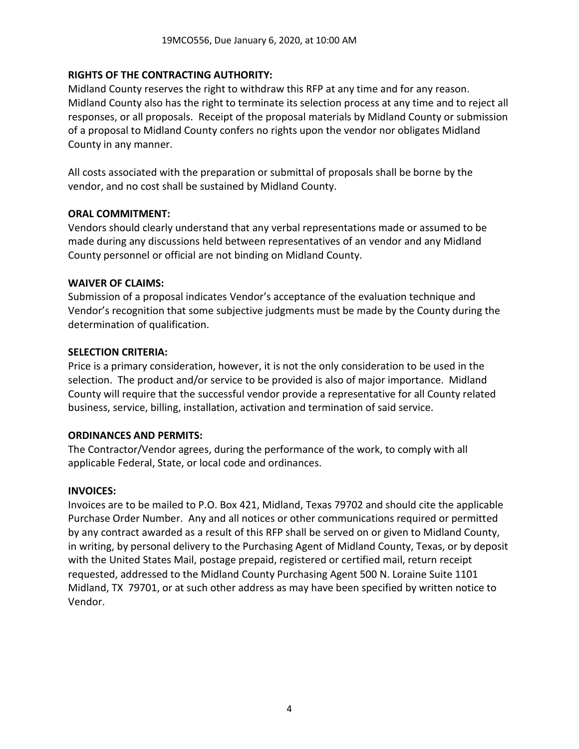**RIGHTS OF THE CONTRACTING AUTHORITY:**
Midland County reserves the right to withdraw this RFP at any time and for any reason. Midland County also has the right to terminate its selection process at any time and to reject all responses, or all proposals. Receipt of the proposal materials by Midland County or submission of a proposal to Midland County confers no rights upon the vendor nor obligates Midland County in any manner.

All costs associated with the preparation or submittal of proposals shall be borne by the vendor, and no cost shall be sustained by Midland County.

**ORAL COMMITMENT:**
Vendors should clearly understand that any verbal representations made or assumed to be made during any discussions held between representatives of an vendor and any Midland County personnel or official are not binding on Midland County.

**WAIVER OF CLAIMS:**
Submission of a proposal indicates Vendor's acceptance of the evaluation technique and Vendor's recognition that some subjective judgments must be made by the County during the determination of qualification.

**SELECTION CRITERIA:**
Price is a primary consideration, however, it is not the only consideration to be used in the selection. The product and/or service to be provided is also of major importance. Midland County will require that the successful vendor provide a representative for all County related business, service, billing, installation, activation and termination of said service.

**ORDINANCES AND PERMITS:**
The Contractor/Vendor agrees, during the performance of the work, to comply with all applicable Federal, State, or local code and ordinances.

**INVOICES:**
Invoices are to be mailed to P.O. Box 421, Midland, Texas 79702 and should cite the applicable Purchase Order Number. Any and all notices or other communications required or permitted by any contract awarded as a result of this RFP shall be served on or given to Midland County, in writing, by personal delivery to the Purchasing Agent of Midland County, Texas, or by deposit with the United States Mail, postage prepaid, registered or certified mail, return receipt requested, addressed to the Midland County Purchasing Agent 500 N. Loraine Suite 1101 Midland, TX 79701, or at such other address as may have been specified by written notice to Vendor.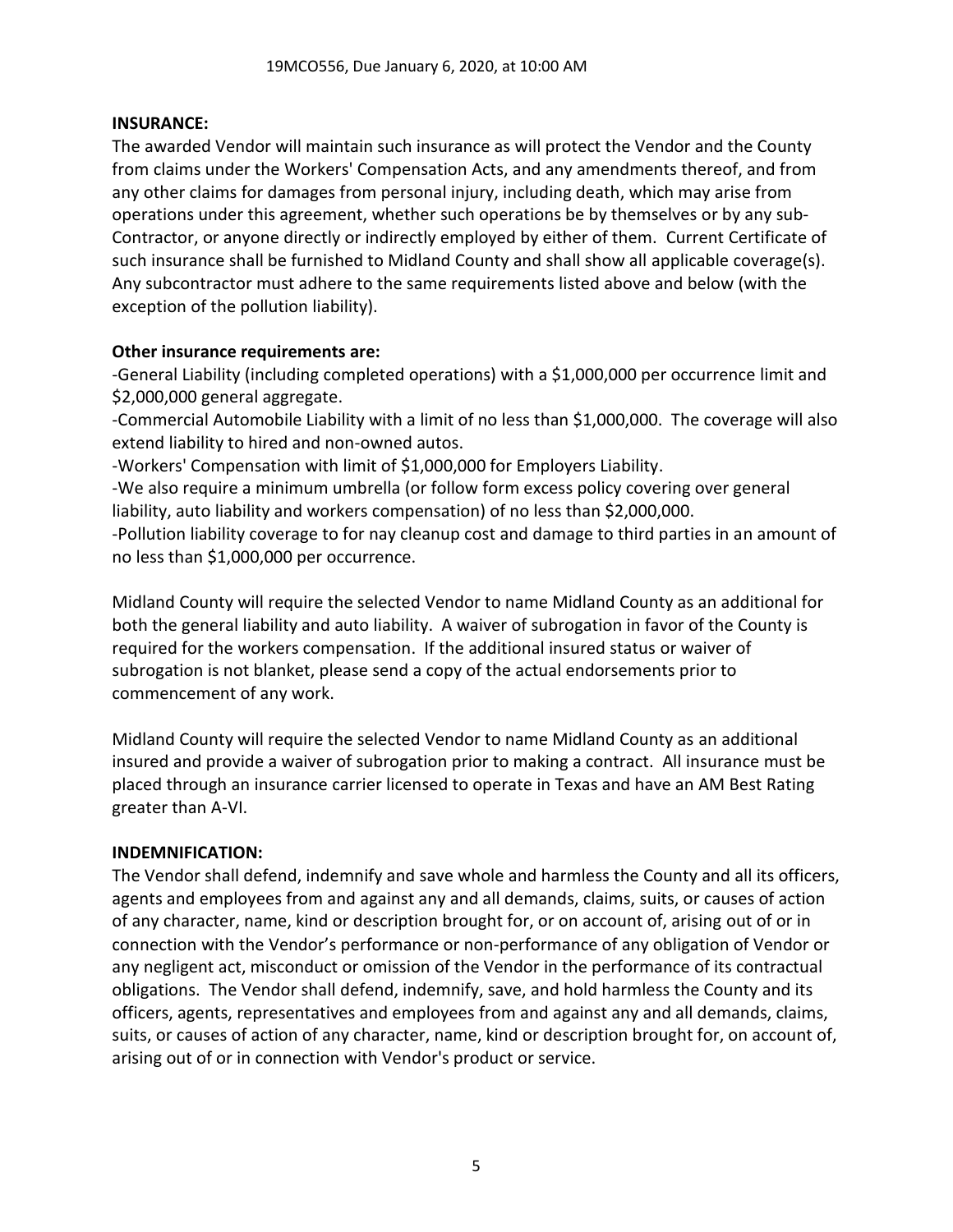**INSURANCE:**

The awarded Vendor will maintain such insurance as will protect the Vendor and the County from claims under the Workers' Compensation Acts, and any amendments thereof, and from any other claims for damages from personal injury, including death, which may arise from operations under this agreement, whether such operations be by themselves or by any sub-Contractor, or anyone directly or indirectly employed by either of them. Current Certificate of such insurance shall be furnished to Midland County and shall show all applicable coverage(s). Any subcontractor must adhere to the same requirements listed above and below (with the exception of the pollution liability).

**Other insurance requirements are:**

-General Liability (including completed operations) with a $1,000,000 per occurrence limit and $2,000,000 general aggregate.

-Commercial Automobile Liability with a limit of no less than $1,000,000. The coverage will also extend liability to hired and non-owned autos.

-Workers' Compensation with limit of $1,000,000 for Employers Liability.

-We also require a minimum umbrella (or follow form excess policy covering over general liability, auto liability and workers compensation) of no less than $2,000,000.

-Pollution liability coverage to for nay cleanup cost and damage to third parties in an amount of no less than $1,000,000 per occurrence.

Midland County will require the selected Vendor to name Midland County as an additional for both the general liability and auto liability. A waiver of subrogation in favor of the County is required for the workers compensation. If the additional insured status or waiver of subrogation is not blanket, please send a copy of the actual endorsements prior to commencement of any work.

Midland County will require the selected Vendor to name Midland County as an additional insured and provide a waiver of subrogation prior to making a contract. All insurance must be placed through an insurance carrier licensed to operate in Texas and have an AM Best Rating greater than A-VI.

**INDEMNIFICATION:**

The Vendor shall defend, indemnify and save whole and harmless the County and all its officers, agents and employees from and against any and all demands, claims, suits, or causes of action of any character, name, kind or description brought for, or on account of, arising out of or in connection with the Vendor's performance or non-performance of any obligation of Vendor or any negligent act, misconduct or omission of the Vendor in the performance of its contractual obligations. The Vendor shall defend, indemnify, save, and hold harmless the County and its officers, agents, representatives and employees from and against any and all demands, claims, suits, or causes of action of any character, name, kind or description brought for, on account of, arising out of or in connection with Vendor's product or service.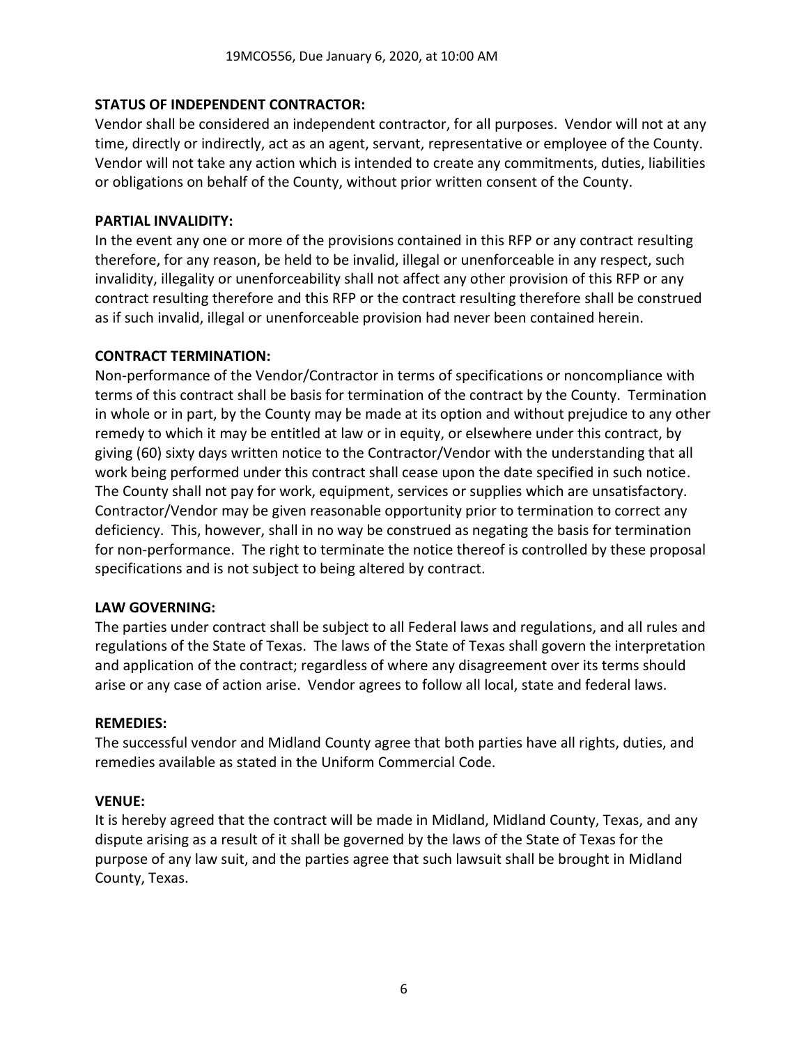**STATUS OF INDEPENDENT CONTRACTOR:**

Vendor shall be considered an independent contractor, for all purposes. Vendor will not at any time, directly or indirectly, act as an agent, servant, representative or employee of the County. Vendor will not take any action which is intended to create any commitments, duties, liabilities or obligations on behalf of the County, without prior written consent of the County.

**PARTIAL INVALIDITY:**

In the event any one or more of the provisions contained in this RFP or any contract resulting therefore, for any reason, be held to be invalid, illegal or unenforceable in any respect, such invalidity, illegality or unenforceability shall not affect any other provision of this RFP or any contract resulting therefore and this RFP or the contract resulting therefore shall be construed as if such invalid, illegal or unenforceable provision had never been contained herein.

**CONTRACT TERMINATION:**

Non-performance of the Vendor/Contractor in terms of specifications or noncompliance with terms of this contract shall be basis for termination of the contract by the County. Termination in whole or in part, by the County may be made at its option and without prejudice to any other remedy to which it may be entitled at law or in equity, or elsewhere under this contract, by giving (60) sixty days written notice to the Contractor/Vendor with the understanding that all work being performed under this contract shall cease upon the date specified in such notice. The County shall not pay for work, equipment, services or supplies which are unsatisfactory. Contractor/Vendor may be given reasonable opportunity prior to termination to correct any deficiency. This, however, shall in no way be construed as negating the basis for termination for non-performance. The right to terminate the notice thereof is controlled by these proposal specifications and is not subject to being altered by contract.

**LAW GOVERNING:**

The parties under contract shall be subject to all Federal laws and regulations, and all rules and regulations of the State of Texas. The laws of the State of Texas shall govern the interpretation and application of the contract; regardless of where any disagreement over its terms should arise or any case of action arise. Vendor agrees to follow all local, state and federal laws.

**REMEDIES:**

The successful vendor and Midland County agree that both parties have all rights, duties, and remedies available as stated in the Uniform Commercial Code.

**VENUE:**

It is hereby agreed that the contract will be made in Midland, Midland County, Texas, and any dispute arising as a result of it shall be governed by the laws of the State of Texas for the purpose of any law suit, and the parties agree that such lawsuit shall be brought in Midland County, Texas.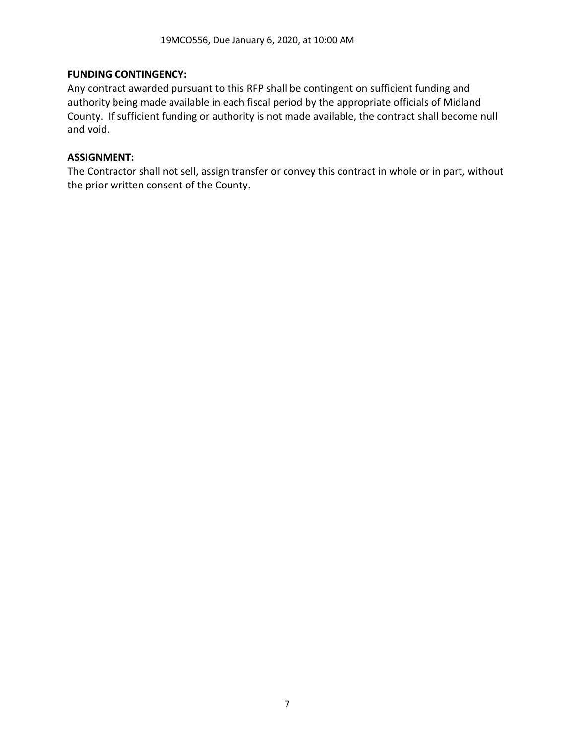**FUNDING CONTINGENCY:**

Any contract awarded pursuant to this RFP shall be contingent on sufficient funding and authority being made available in each fiscal period by the appropriate officials of Midland County. If sufficient funding or authority is not made available, the contract shall become null and void.

**ASSIGNMENT:**

The Contractor shall not sell, assign transfer or convey this contract in whole or in part, without the prior written consent of the County.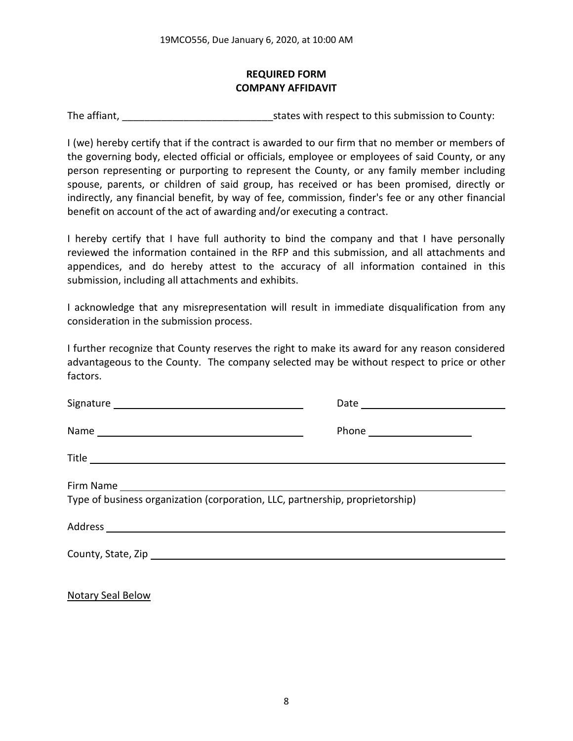19MCO556, Due January 6, 2020, at 10:00 AM

**REQUIRED FORM**
**COMPANY AFFIDAVIT**

The affiant, ___________________________ states with respect to this submission to County:

I (we) hereby certify that if the contract is awarded to our firm that no member or members of the governing body, elected official or officials, employee or employees of said County, or any person representing or purporting to represent the County, or any family member including spouse, parents, or children of said group, has received or has been promised, directly or indirectly, any financial benefit, by way of fee, commission, finder's fee or any other financial benefit on account of the act of awarding and/or executing a contract.

I hereby certify that I have full authority to bind the company and that I have personally reviewed the information contained in the RFP and this submission, and all attachments and appendices, and do hereby attest to the accuracy of all information contained in this submission, including all attachments and exhibits.

I acknowledge that any misrepresentation will result in immediate disqualification from any consideration in the submission process.

I further recognize that County reserves the right to make its award for any reason considered advantageous to the County. The company selected may be without respect to price or other factors.

Signature ___________________________ Date ___________________________

Name ___________________________ Phone ___________________

Title ___________________________________________________________

Firm Name ___________________________________________________________
Type of business organization (corporation, LLC, partnership, proprietorship)

Address ___________________________________________________________

County, State, Zip ___________________________________________________________

Notary Seal Below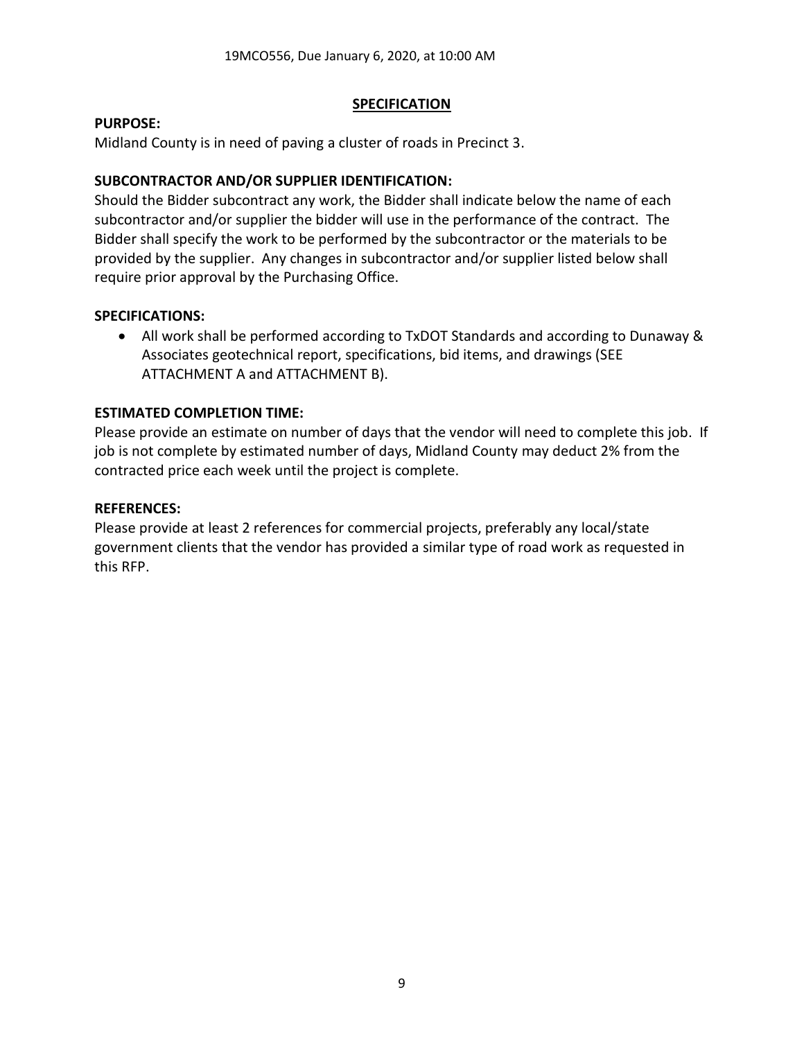## SPECIFICATION

**PURPOSE:**

Midland County is in need of paving a cluster of roads in Precinct 3.

**SUBCONTRACTOR AND/OR SUPPLIER IDENTIFICATION:**

Should the Bidder subcontract any work, the Bidder shall indicate below the name of each subcontractor and/or supplier the bidder will use in the performance of the contract. The Bidder shall specify the work to be performed by the subcontractor or the materials to be provided by the supplier. Any changes in subcontractor and/or supplier listed below shall require prior approval by the Purchasing Office.

**SPECIFICATIONS:**

- All work shall be performed according to TxDOT Standards and according to Dunaway & Associates geotechnical report, specifications, bid items, and drawings (SEE ATTACHMENT A and ATTACHMENT B).

**ESTIMATED COMPLETION TIME:**

Please provide an estimate on number of days that the vendor will need to complete this job. If job is not complete by estimated number of days, Midland County may deduct 2% from the contracted price each week until the project is complete.

**REFERENCES:**

Please provide at least 2 references for commercial projects, preferably any local/state government clients that the vendor has provided a similar type of road work as requested in this RFP.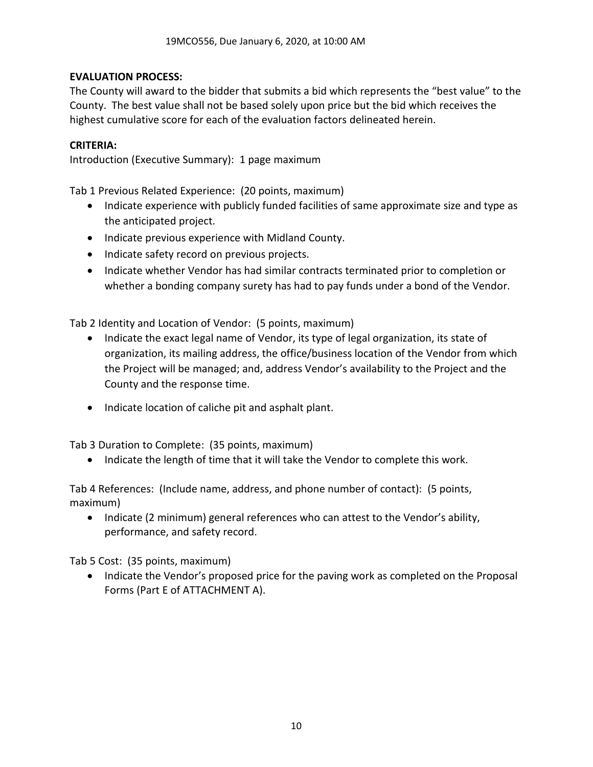**EVALUATION PROCESS:**
The County will award to the bidder that submits a bid which represents the "best value" to the County. The best value shall not be based solely upon price but the bid which receives the highest cumulative score for each of the evaluation factors delineated herein.

**CRITERIA:**
Introduction (Executive Summary): 1 page maximum

Tab 1 Previous Related Experience: (20 points, maximum)

- Indicate experience with publicly funded facilities of same approximate size and type as the anticipated project.
- Indicate previous experience with Midland County.
- Indicate safety record on previous projects.
- Indicate whether Vendor has had similar contracts terminated prior to completion or whether a bonding company surety has had to pay funds under a bond of the Vendor.

Tab 2 Identity and Location of Vendor: (5 points, maximum)

- Indicate the exact legal name of Vendor, its type of legal organization, its state of organization, its mailing address, the office/business location of the Vendor from which the Project will be managed; and, address Vendor's availability to the Project and the County and the response time.
- Indicate location of caliche pit and asphalt plant.

Tab 3 Duration to Complete: (35 points, maximum)

- Indicate the length of time that it will take the Vendor to complete this work.

Tab 4 References: (Include name, address, and phone number of contact): (5 points, maximum)

- Indicate (2 minimum) general references who can attest to the Vendor's ability, performance, and safety record.

Tab 5 Cost: (35 points, maximum)

- Indicate the Vendor's proposed price for the paving work as completed on the Proposal Forms (Part E of ATTACHMENT A).